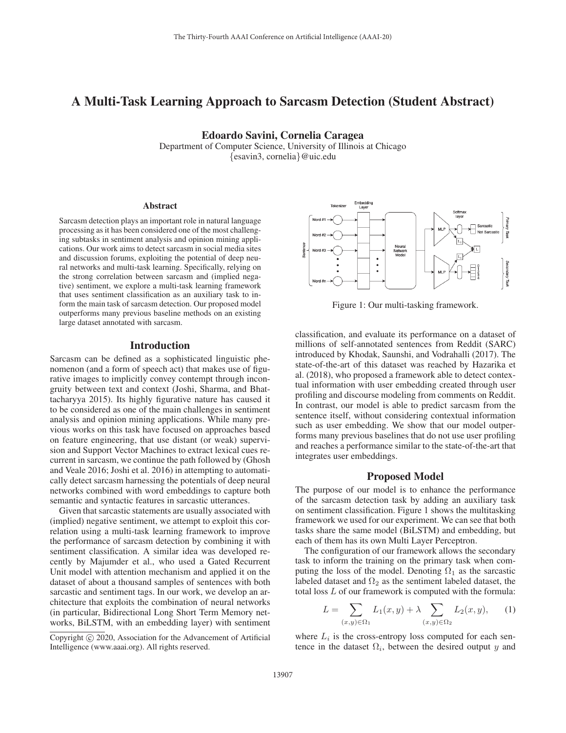# A Multi-Task Learning Approach to Sarcasm Detection (Student Abstract)

**Edoardo Savini, Cornelia Caragea**

Department of Computer Science, University of Illinois at Chicago
{esavin3, cornelia}@uic.edu

## Abstract

Sarcasm detection plays an important role in natural language processing as it has been considered one of the most challenging subtasks in sentiment analysis and opinion mining applications. Our work aims to detect sarcasm in social media sites and discussion forums, exploiting the potential of deep neural networks and multi-task learning. Specifically, relying on the strong correlation between sarcasm and (implied negative) sentiment, we explore a multi-task learning framework that uses sentiment classification as an auxiliary task to inform the main task of sarcasm detection. Our proposed model outperforms many previous baseline methods on an existing large dataset annotated with sarcasm.

## Introduction

Sarcasm can be defined as a sophisticated linguistic phenomenon (and a form of speech act) that makes use of figurative images to implicitly convey contempt through incongruity between text and context (Joshi, Sharma, and Bhattacharyya 2015). Its highly figurative nature has caused it to be considered as one of the main challenges in sentiment analysis and opinion mining applications. While many previous works on this task have focused on approaches based on feature engineering, that use distant (or weak) supervision and Support Vector Machines to extract lexical cues recurrent in sarcasm, we continue the path followed by (Ghosh and Veale 2016; Joshi et al. 2016) in attempting to automatically detect sarcasm harnessing the potentials of deep neural networks combined with word embeddings to capture both semantic and syntactic features in sarcastic utterances.

Given that sarcastic statements are usually associated with (implied) negative sentiment, we attempt to exploit this correlation using a multi-task learning framework to improve the performance of sarcasm detection by combining it with sentiment classification. A similar idea was developed recently by Majumder et al., who used a Gated Recurrent Unit model with attention mechanism and applied it on the dataset of about a thousand samples of sentences with both sarcastic and sentiment tags. In our work, we develop an architecture that exploits the combination of neural networks (in particular, Bidirectional Long Short Term Memory networks, BiLSTM, with an embedding layer) with sentiment classification, and evaluate its performance on a dataset of millions of self-annotated sentences from Reddit (SARC) introduced by Khodak, Saunshi, and Vodrahalli (2017). The state-of-the-art of this dataset was reached by Hazarika et al. (2018), who proposed a framework able to detect contextual information with user embedding created through user profiling and discourse modeling from comments on Reddit. In contrast, our model is able to predict sarcasm from the sentence itself, without considering contextual information such as user embedding. We show that our model outperforms many previous baselines that do not use user profiling and reaches a performance similar to the state-of-the-art that integrates user embeddings.

Copyright © 2020, Association for the Advancement of Artificial Intelligence (www.aaai.org). All rights reserved.

Tokenizer
Embedding Layer
Word #1
Word #2
Word #3
Word #n
Sentence
Neural Network Model
MLP
Softmax layer
Sarcastic
Not Sarcastic
Primary Task
$L_1$
$L$
$L_2$
MLP
Secondary Task

Figure 1: Our multi-tasking framework.

## Proposed Model

The purpose of our model is to enhance the performance of the sarcasm detection task by adding an auxiliary task on sentiment classification. Figure 1 shows the multitasking framework we used for our experiment. We can see that both tasks share the same model (BiLSTM) and embedding, but each of them has its own Multi Layer Perceptron.

The configuration of our framework allows the secondary task to inform the training on the primary task when computing the loss of the model. Denoting $\Omega_1$ as the sarcastic labeled dataset and $\Omega_2$ as the sentiment labeled dataset, the total loss $L$ of our framework is computed with the formula:

$$L = \sum_{(x,y)\in\Omega_1} L_1(x, y) + \lambda \sum_{(x,y)\in\Omega_2} L_2(x, y), \qquad (1)$$

where $L_i$ is the cross-entropy loss computed for each sentence in the dataset $\Omega_i$, between the desired output $y$ and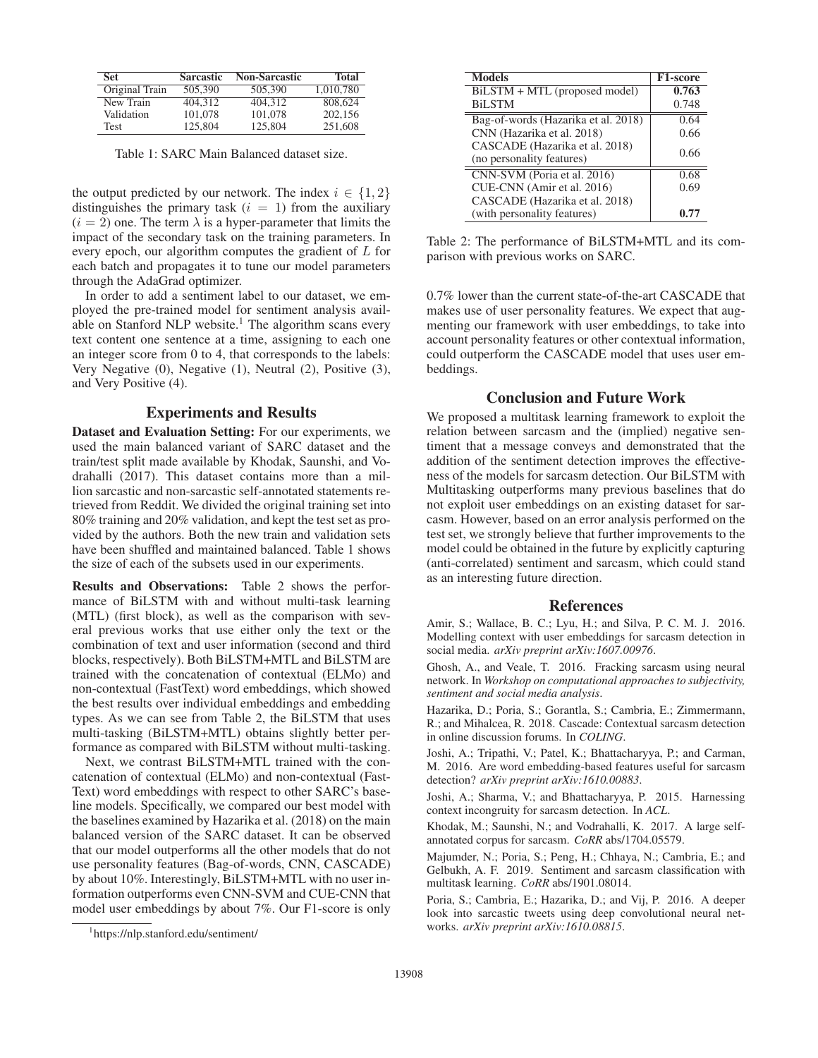| Set | Sarcastic | Non-Sarcastic | Total |
|---|---|---|---|
| Original Train | 505,390 | 505,390 | 1,010,780 |
| New Train | 404,312 | 404,312 | 808,624 |
| Validation | 101,078 | 101,078 | 202,156 |
| Test | 125,804 | 125,804 | 251,608 |

Table 1: SARC Main Balanced dataset size.

the output predicted by our network. The index $i \in \{1, 2\}$ distinguishes the primary task ($i = 1$) from the auxiliary ($i = 2$) one. The term $\lambda$ is a hyper-parameter that limits the impact of the secondary task on the training parameters. In every epoch, our algorithm computes the gradient of $L$ for each batch and propagates it to tune our model parameters through the AdaGrad optimizer.

In order to add a sentiment label to our dataset, we employed the pre-trained model for sentiment analysis available on Stanford NLP website.[1] The algorithm scans every text content one sentence at a time, assigning to each one an integer score from 0 to 4, that corresponds to the labels: Very Negative (0), Negative (1), Neutral (2), Positive (3), and Very Positive (4).

## Experiments and Results

**Dataset and Evaluation Setting:** For our experiments, we used the main balanced variant of SARC dataset and the train/test split made available by Khodak, Saunshi, and Vodrahalli (2017). This dataset contains more than a million sarcastic and non-sarcastic self-annotated statements retrieved from Reddit. We divided the original training set into 80% training and 20% validation, and kept the test set as provided by the authors. Both the new train and validation sets have been shuffled and maintained balanced. Table 1 shows the size of each of the subsets used in our experiments.

**Results and Observations:** Table 2 shows the performance of BiLSTM with and without multi-task learning (MTL) (first block), as well as the comparison with several previous works that use either only the text or the combination of text and user information (second and third blocks, respectively). Both BiLSTM+MTL and BiLSTM are trained with the concatenation of contextual (ELMo) and non-contextual (FastText) word embeddings, which showed the best results over individual embeddings and embedding types. As we can see from Table 2, the BiLSTM that uses multi-tasking (BiLSTM+MTL) obtains slightly better performance as compared with BiLSTM without multi-tasking.

Next, we contrast BiLSTM+MTL trained with the concatenation of contextual (ELMo) and non-contextual (FastText) word embeddings with respect to other SARC's baseline models. Specifically, we compared our best model with the baselines examined by Hazarika et al. (2018) on the main balanced version of the SARC dataset. It can be observed that our model outperforms all the other models that do not use personality features (Bag-of-words, CNN, CASCADE) by about 10%. Interestingly, BiLSTM+MTL with no user information outperforms even CNN-SVM and CUE-CNN that model user embeddings by about 7%. Our F1-score is only 0.7% lower than the current state-of-the-art CASCADE that makes use of user personality features. We expect that augmenting our framework with user embeddings, to take into account personality features or other contextual information, could outperform the CASCADE model that uses user embeddings.

| Models | F1-score |
|---|---|
| BiLSTM + MTL (proposed model) | **0.763** |
| BiLSTM | 0.748 |
| Bag-of-words (Hazarika et al. 2018) | 0.64 |
| CNN (Hazarika et al. 2018) | 0.66 |
| CASCADE (Hazarika et al. 2018) (no personality features) | 0.66 |
| CNN-SVM (Poria et al. 2016) | 0.68 |
| CUE-CNN (Amir et al. 2016) | 0.69 |
| CASCADE (Hazarika et al. 2018) (with personality features) | **0.77** |

Table 2: The performance of BiLSTM+MTL and its comparison with previous works on SARC.

## Conclusion and Future Work

We proposed a multitask learning framework to exploit the relation between sarcasm and the (implied) negative sentiment that a message conveys and demonstrated that the addition of the sentiment detection improves the effectiveness of the models for sarcasm detection. Our BiLSTM with Multitasking outperforms many previous baselines that do not exploit user embeddings on an existing dataset for sarcasm. However, based on an error analysis performed on the test set, we strongly believe that further improvements to the model could be obtained in the future by explicitly capturing (anti-correlated) sentiment and sarcasm, which could stand as an interesting future direction.

## References

Amir, S.; Wallace, B. C.; Lyu, H.; and Silva, P. C. M. J. 2016. Modelling context with user embeddings for sarcasm detection in social media. *arXiv preprint arXiv:1607.00976*.

Ghosh, A., and Veale, T. 2016. Fracking sarcasm using neural network. In *Workshop on computational approaches to subjectivity, sentiment and social media analysis*.

Hazarika, D.; Poria, S.; Gorantla, S.; Cambria, E.; Zimmermann, R.; and Mihalcea, R. 2018. Cascade: Contextual sarcasm detection in online discussion forums. In *COLING*.

Joshi, A.; Tripathi, V.; Patel, K.; Bhattacharyya, P.; and Carman, M. 2016. Are word embedding-based features useful for sarcasm detection? *arXiv preprint arXiv:1610.00883*.

Joshi, A.; Sharma, V.; and Bhattacharyya, P. 2015. Harnessing context incongruity for sarcasm detection. In *ACL*.

Khodak, M.; Saunshi, N.; and Vodrahalli, K. 2017. A large self-annotated corpus for sarcasm. *CoRR* abs/1704.05579.

Majumder, N.; Poria, S.; Peng, H.; Chhaya, N.; Cambria, E.; and Gelbukh, A. F. 2019. Sentiment and sarcasm classification with multitask learning. *CoRR* abs/1901.08014.

Poria, S.; Cambria, E.; Hazarika, D.; and Vij, P. 2016. A deeper look into sarcastic tweets using deep convolutional neural networks. *arXiv preprint arXiv:1610.08815*.

[1] https://nlp.stanford.edu/sentiment/